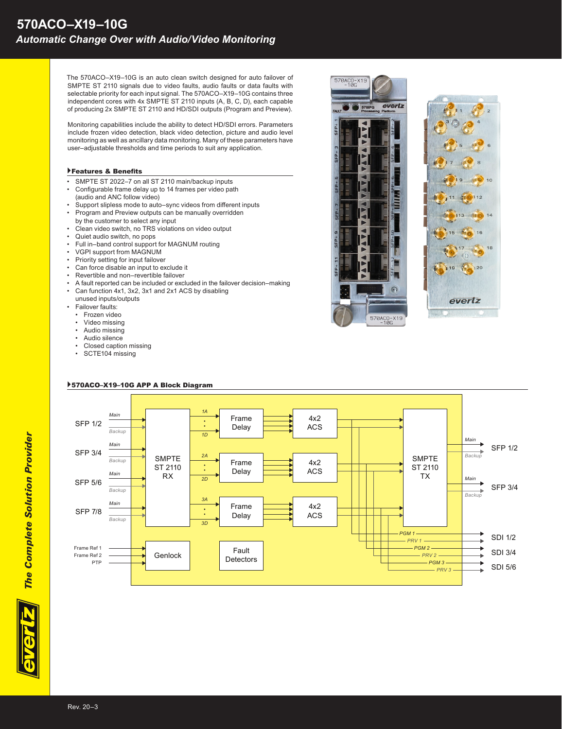# 570ACO–X19–10G

*Automatic Change Over with Audio/Video Monitoring*

The 570ACO–X19–10G is an auto clean switch designed for auto failover of SMPTE ST 2110 signals due to video faults, audio faults or data faults with selectable priority for each input signal. The 570ACO–X19–10G contains three independent cores with 4x SMPTE ST 2110 inputs (A, B, C, D), each capable of producing 2x SMPTE ST 2110 and HD/SDI outputs (Program and Preview).

Monitoring capabilities include the ability to detect HD/SDI errors. Parameters include frozen video detection, black video detection, picture and audio level monitoring as well as ancillary data monitoring. Many of these parameters have user–adjustable thresholds and time periods to suit any application.

## Features & Benefits

- SMPTE ST 2022–7 on all ST 2110 main/backup inputs
- Configurable frame delay up to 14 frames per video path (audio and ANC follow video)
- Support slipless mode to auto–sync videos from different inputs
- Program and Preview outputs can be manually overridden by the customer to select any input
- Clean video switch, no TRS violations on video output
- Quiet audio switch, no pops
- Full in–band control support for MAGNUM routing
- VGPI support from MAGNUM
- Priority setting for input failover
- Can force disable an input to exclude it
- Revertible and non–revertible failover
- A fault reported can be included or excluded in the failover decision–making
- Can function 4x1, 3x2, 3x1 and 2x1 ACS by disabling unused inputs/outputs
- Failover faults:
  - Frozen video
  - Video missing
  - Audio missing
  - Audio silence
  - Closed caption missing
  - SCTE104 missing

## 570ACO–X19–10G APP A Block Diagram

Rev. 20–3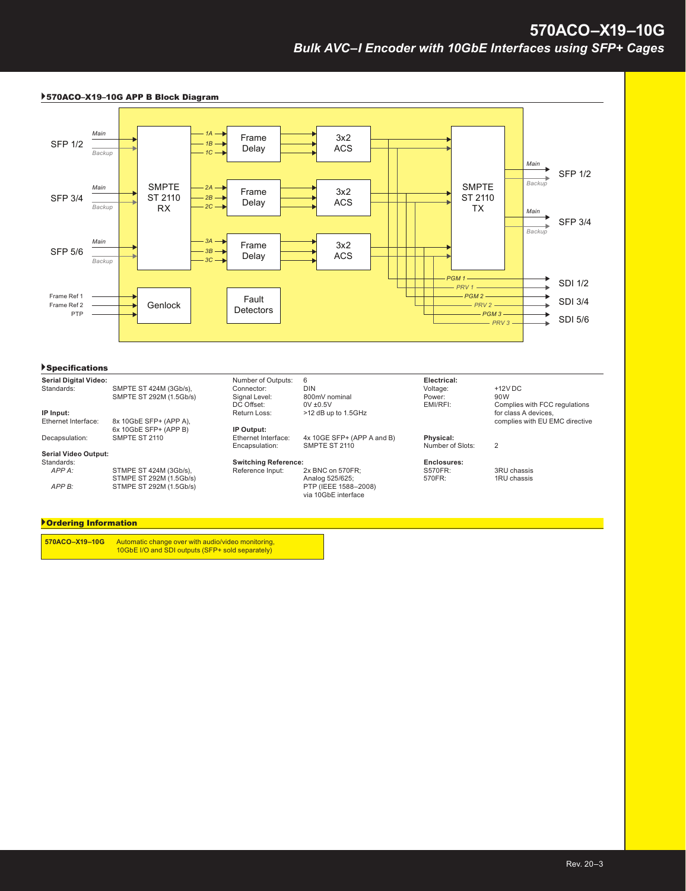# 570ACO–X19–10G

## *Bulk AVC–I Encoder with 10GbE Interfaces using SFP+ Cages*

### 570ACO–X19–10G APP B Block Diagram

SFP 1/2
Main
Backup
SFP 3/4
Main
Backup
SFP 5/6
Main
Backup
SMPTE ST 2110 RX
1A
1B
1C
2A
2B
2C
3A
3B
3C
Frame Delay
Frame Delay
Frame Delay
3x2 ACS
3x2 ACS
3x2 ACS
SMPTE ST 2110 TX
Main
Backup
SFP 1/2
Main
Backup
SFP 3/4
PGM 1
PRV 1
PGM 2
PRV 2
PGM 3
PRV 3
SDI 1/2
SDI 3/4
SDI 5/6
Frame Ref 1
Frame Ref 2
PTP
Genlock
Fault Detectors

### Specifications

**Serial Digital Video:**

| | |
|---|---|
| Standards: | SMPTE ST 424M (3Gb/s), SMPTE ST 292M (1.5Gb/s) |

**IP Input:**

| | |
|---|---|
| Ethernet Interface: | 8x 10GbE SFP+ (APP A), 6x 10GbE SFP+ (APP B) |
| Decapsulation: | SMPTE ST 2110 |

**Serial Video Output:**

| | |
|---|---|
| Standards: | |
| *APP A:* | STMPE ST 424M (3Gb/s), STMPE ST 292M (1.5Gb/s) |
| *APP B:* | STMPE ST 292M (1.5Gb/s) |
| Number of Outputs: | 6 |
| Connector: | DIN |
| Signal Level: | 800mV nominal |
| DC Offset: | 0V ±0.5V |
| Return Loss: | >12 dB up to 1.5GHz |

**IP Output:**

| | |
|---|---|
| Ethernet Interface: | 4x 10GE SFP+ (APP A and B) |
| Encapsulation: | SMPTE ST 2110 |

**Switching Reference:**

| | |
|---|---|
| Reference Input: | 2x BNC on 570FR; Analog 525/625; PTP (IEEE 1588–2008) via 10GbE interface |

**Electrical:**

| | |
|---|---|
| Voltage: | +12V DC |
| Power: | 90W |
| EMI/RFI: | Complies with FCC regulations for class A devices, complies with EU EMC directive |

**Physical:**

| | |
|---|---|
| Number of Slots: | 2 |

**Enclosures:**

| | |
|---|---|
| S570FR: | 3RU chassis |
| 570FR: | 1RU chassis |

### Ordering Information

| | |
|---|---|
| **570ACO–X19–10G** | Automatic change over with audio/video monitoring, 10GbE I/O and SDI outputs (SFP+ sold separately) |